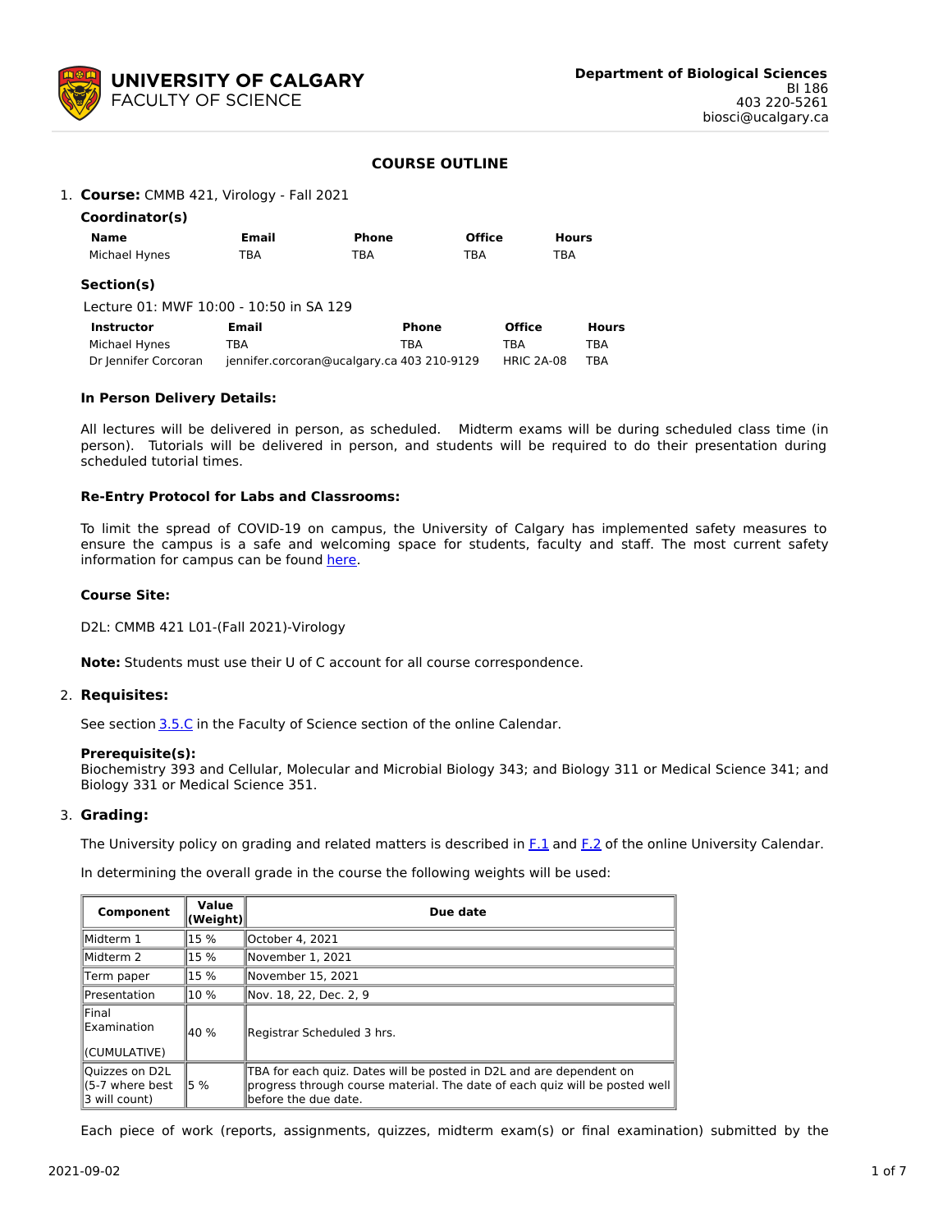**UNIVERSITY OF CALGARY**
FACULTY OF SCIENCE

**Department of Biological Sciences**
BI 186
403 220-5261
biosci@ucalgary.ca

# COURSE OUTLINE

1. **Course:** CMMB 421, Virology - Fall 2021

### Coordinator(s)

| Name | Email | Phone | Office | Hours |
|---|---|---|---|---|
| Michael Hynes | TBA | TBA | TBA | TBA |

### Section(s)

Lecture 01: MWF 10:00 - 10:50 in SA 129

| Instructor | Email | Phone | Office | Hours |
|---|---|---|---|---|
| Michael Hynes | TBA | TBA | TBA | TBA |
| Dr Jennifer Corcoran | jennifer.corcoran@ucalgary.ca | 403 210-9129 | HRIC 2A-08 | TBA |

### In Person Delivery Details:

All lectures will be delivered in person, as scheduled. Midterm exams will be during scheduled class time (in person). Tutorials will be delivered in person, and students will be required to do their presentation during scheduled tutorial times.

### Re-Entry Protocol for Labs and Classrooms:

To limit the spread of COVID-19 on campus, the University of Calgary has implemented safety measures to ensure the campus is a safe and welcoming space for students, faculty and staff. The most current safety information for campus can be found here.

### Course Site:

D2L: CMMB 421 L01-(Fall 2021)-Virology

**Note:** Students must use their U of C account for all course correspondence.

2. **Requisites:**

See section 3.5.C in the Faculty of Science section of the online Calendar.

**Prerequisite(s):**
Biochemistry 393 and Cellular, Molecular and Microbial Biology 343; and Biology 311 or Medical Science 341; and Biology 331 or Medical Science 351.

3. **Grading:**

The University policy on grading and related matters is described in F.1 and F.2 of the online University Calendar.

In determining the overall grade in the course the following weights will be used:

| Component | Value (Weight) | Due date |
|---|---|---|
| Midterm 1 | 15 % | October 4, 2021 |
| Midterm 2 | 15 % | November 1, 2021 |
| Term paper | 15 % | November 15, 2021 |
| Presentation | 10 % | Nov. 18, 22, Dec. 2, 9 |
| Final Examination (CUMULATIVE) | 40 % | Registrar Scheduled 3 hrs. |
| Quizzes on D2L (5-7 where best 3 will count) | 5 % | TBA for each quiz. Dates will be posted in D2L and are dependent on progress through course material. The date of each quiz will be posted well before the due date. |

Each piece of work (reports, assignments, quizzes, midterm exam(s) or final examination) submitted by the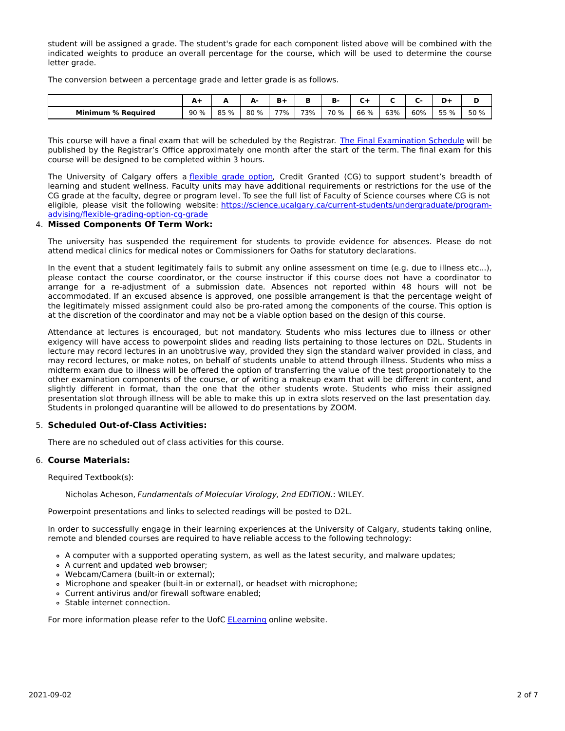student will be assigned a grade. The student's grade for each component listed above will be combined with the indicated weights to produce an overall percentage for the course, which will be used to determine the course letter grade.

The conversion between a percentage grade and letter grade is as follows.

| | A+ | A | A- | B+ | B | B- | C+ | C | C- | D+ | D |
|---|---|---|---|---|---|---|---|---|---|---|---|
| **Minimum % Required** | 90 % | 85 % | 80 % | 77% | 73% | 70 % | 66 % | 63% | 60% | 55 % | 50 % |

This course will have a final exam that will be scheduled by the Registrar. [The Final Examination Schedule] will be published by the Registrar's Office approximately one month after the start of the term. The final exam for this course will be designed to be completed within 3 hours.

The University of Calgary offers a [flexible grade option], Credit Granted (CG) to support student's breadth of learning and student wellness. Faculty units may have additional requirements or restrictions for the use of the CG grade at the faculty, degree or program level. To see the full list of Faculty of Science courses where CG is not eligible, please visit the following website: https://science.ucalgary.ca/current-students/undergraduate/program-advising/flexible-grading-option-cg-grade

4. **Missed Components Of Term Work:**

The university has suspended the requirement for students to provide evidence for absences. Please do not attend medical clinics for medical notes or Commissioners for Oaths for statutory declarations.

In the event that a student legitimately fails to submit any online assessment on time (e.g. due to illness etc...), please contact the course coordinator, or the course instructor if this course does not have a coordinator to arrange for a re-adjustment of a submission date. Absences not reported within 48 hours will not be accommodated. If an excused absence is approved, one possible arrangement is that the percentage weight of the legitimately missed assignment could also be pro-rated among the components of the course. This option is at the discretion of the coordinator and may not be a viable option based on the design of this course.

Attendance at lectures is encouraged, but not mandatory. Students who miss lectures due to illness or other exigency will have access to powerpoint slides and reading lists pertaining to those lectures on D2L. Students in lecture may record lectures in an unobtrusive way, provided they sign the standard waiver provided in class, and may record lectures, or make notes, on behalf of students unable to attend through illness. Students who miss a midterm exam due to illness will be offered the option of transferring the value of the test proportionately to the other examination components of the course, or of writing a makeup exam that will be different in content, and slightly different in format, than the one that the other students wrote. Students who miss their assigned presentation slot through illness will be able to make this up in extra slots reserved on the last presentation day. Students in prolonged quarantine will be allowed to do presentations by ZOOM.

5. **Scheduled Out-of-Class Activities:**

There are no scheduled out of class activities for this course.

6. **Course Materials:**

Required Textbook(s):

Nicholas Acheson, *Fundamentals of Molecular Virology, 2nd EDITION.*: WILEY.

Powerpoint presentations and links to selected readings will be posted to D2L.

In order to successfully engage in their learning experiences at the University of Calgary, students taking online, remote and blended courses are required to have reliable access to the following technology:

- A computer with a supported operating system, as well as the latest security, and malware updates;
- A current and updated web browser;
- Webcam/Camera (built-in or external);
- Microphone and speaker (built-in or external), or headset with microphone;
- Current antivirus and/or firewall software enabled;
- Stable internet connection.

For more information please refer to the UofC [ELearning] online website.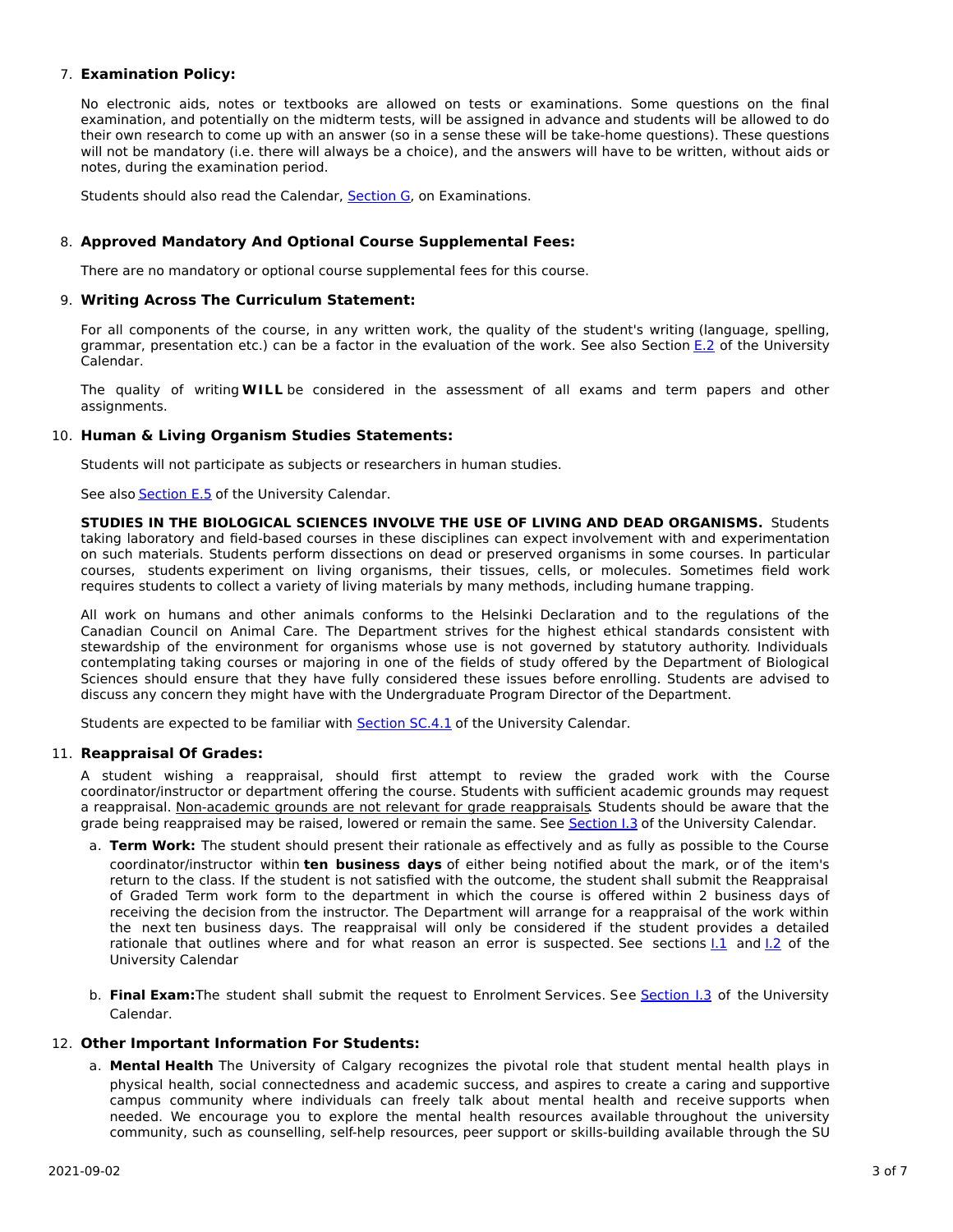7. **Examination Policy:**

   No electronic aids, notes or textbooks are allowed on tests or examinations. Some questions on the final examination, and potentially on the midterm tests, will be assigned in advance and students will be allowed to do their own research to come up with an answer (so in a sense these will be take-home questions). These questions will not be mandatory (i.e. there will always be a choice), and the answers will have to be written, without aids or notes, during the examination period.

   Students should also read the Calendar, Section G, on Examinations.

8. **Approved Mandatory And Optional Course Supplemental Fees:**

   There are no mandatory or optional course supplemental fees for this course.

9. **Writing Across The Curriculum Statement:**

   For all components of the course, in any written work, the quality of the student's writing (language, spelling, grammar, presentation etc.) can be a factor in the evaluation of the work. See also Section E.2 of the University Calendar.

   The quality of writing **WILL** be considered in the assessment of all exams and term papers and other assignments.

10. **Human & Living Organism Studies Statements:**

    Students will not participate as subjects or researchers in human studies.

    See also Section E.5 of the University Calendar.

    **STUDIES IN THE BIOLOGICAL SCIENCES INVOLVE THE USE OF LIVING AND DEAD ORGANISMS.** Students taking laboratory and field-based courses in these disciplines can expect involvement with and experimentation on such materials. Students perform dissections on dead or preserved organisms in some courses. In particular courses, students experiment on living organisms, their tissues, cells, or molecules. Sometimes field work requires students to collect a variety of living materials by many methods, including humane trapping.

    All work on humans and other animals conforms to the Helsinki Declaration and to the regulations of the Canadian Council on Animal Care. The Department strives for the highest ethical standards consistent with stewardship of the environment for organisms whose use is not governed by statutory authority. Individuals contemplating taking courses or majoring in one of the fields of study offered by the Department of Biological Sciences should ensure that they have fully considered these issues before enrolling. Students are advised to discuss any concern they might have with the Undergraduate Program Director of the Department.

    Students are expected to be familiar with Section SC.4.1 of the University Calendar.

11. **Reappraisal Of Grades:**

    A student wishing a reappraisal, should first attempt to review the graded work with the Course coordinator/instructor or department offering the course. Students with sufficient academic grounds may request a reappraisal. Non-academic grounds are not relevant for grade reappraisals. Students should be aware that the grade being reappraised may be raised, lowered or remain the same. See Section I.3 of the University Calendar.

    a. **Term Work:** The student should present their rationale as effectively and as fully as possible to the Course coordinator/instructor within **ten business days** of either being notified about the mark, or of the item's return to the class. If the student is not satisfied with the outcome, the student shall submit the Reappraisal of Graded Term work form to the department in which the course is offered within 2 business days of receiving the decision from the instructor. The Department will arrange for a reappraisal of the work within the next ten business days. The reappraisal will only be considered if the student provides a detailed rationale that outlines where and for what reason an error is suspected. See sections I.1 and I.2 of the University Calendar

    b. **Final Exam:** The student shall submit the request to Enrolment Services. See Section I.3 of the University Calendar.

12. **Other Important Information For Students:**

    a. **Mental Health** The University of Calgary recognizes the pivotal role that student mental health plays in physical health, social connectedness and academic success, and aspires to create a caring and supportive campus community where individuals can freely talk about mental health and receive supports when needed. We encourage you to explore the mental health resources available throughout the university community, such as counselling, self-help resources, peer support or skills-building available through the SU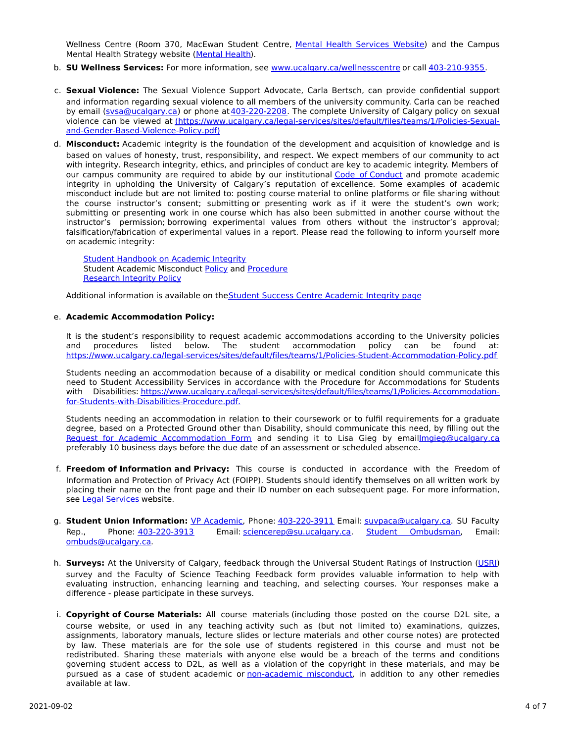Wellness Centre (Room 370, MacEwan Student Centre, [Mental Health Services Website]) and the Campus Mental Health Strategy website ([Mental Health]).

b. **SU Wellness Services:** For more information, see www.ucalgary.ca/wellnesscentre or call 403-210-9355.

c. **Sexual Violence:** The Sexual Violence Support Advocate, Carla Bertsch, can provide confidential support and information regarding sexual violence to all members of the university community. Carla can be reached by email (svsa@ucalgary.ca) or phone at 403-220-2208. The complete University of Calgary policy on sexual violence can be viewed at (https://www.ucalgary.ca/legal-services/sites/default/files/teams/1/Policies-Sexual-and-Gender-Based-Violence-Policy.pdf)

d. **Misconduct:** Academic integrity is the foundation of the development and acquisition of knowledge and is based on values of honesty, trust, responsibility, and respect. We expect members of our community to act with integrity. Research integrity, ethics, and principles of conduct are key to academic integrity. Members of our campus community are required to abide by our institutional Code of Conduct and promote academic integrity in upholding the University of Calgary's reputation of excellence. Some examples of academic misconduct include but are not limited to: posting course material to online platforms or file sharing without the course instructor's consent; submitting or presenting work as if it were the student's own work; submitting or presenting work in one course which has also been submitted in another course without the instructor's permission; borrowing experimental values from others without the instructor's approval; falsification/fabrication of experimental values in a report. Please read the following to inform yourself more on academic integrity:

   Student Handbook on Academic Integrity
   Student Academic Misconduct Policy and Procedure
   Research Integrity Policy

   Additional information is available on the Student Success Centre Academic Integrity page

e. **Academic Accommodation Policy:**

   It is the student's responsibility to request academic accommodations according to the University policies and procedures listed below. The student accommodation policy can be found at: https://www.ucalgary.ca/legal-services/sites/default/files/teams/1/Policies-Student-Accommodation-Policy.pdf

   Students needing an accommodation because of a disability or medical condition should communicate this need to Student Accessibility Services in accordance with the Procedure for Accommodations for Students with Disabilities: https://www.ucalgary.ca/legal-services/sites/default/files/teams/1/Policies-Accommodation-for-Students-with-Disabilities-Procedure.pdf.

   Students needing an accommodation in relation to their coursework or to fulfil requirements for a graduate degree, based on a Protected Ground other than Disability, should communicate this need, by filling out the Request for Academic Accommodation Form and sending it to Lisa Gieg by email lmgieg@ucalgary.ca preferably 10 business days before the due date of an assessment or scheduled absence.

f. **Freedom of Information and Privacy:** This course is conducted in accordance with the Freedom of Information and Protection of Privacy Act (FOIPP). Students should identify themselves on all written work by placing their name on the front page and their ID number on each subsequent page. For more information, see Legal Services website.

g. **Student Union Information:** VP Academic, Phone: 403-220-3911 Email: suvpaca@ucalgary.ca. SU Faculty Rep., Phone: 403-220-3913 Email: sciencerep@su.ucalgary.ca. Student Ombudsman, Email: ombuds@ucalgary.ca.

h. **Surveys:** At the University of Calgary, feedback through the Universal Student Ratings of Instruction (USRI) survey and the Faculty of Science Teaching Feedback form provides valuable information to help with evaluating instruction, enhancing learning and teaching, and selecting courses. Your responses make a difference - please participate in these surveys.

i. **Copyright of Course Materials:** All course materials (including those posted on the course D2L site, a course website, or used in any teaching activity such as (but not limited to) examinations, quizzes, assignments, laboratory manuals, lecture slides or lecture materials and other course notes) are protected by law. These materials are for the sole use of students registered in this course and must not be redistributed. Sharing these materials with anyone else would be a breach of the terms and conditions governing student access to D2L, as well as a violation of the copyright in these materials, and may be pursued as a case of student academic or non-academic misconduct, in addition to any other remedies available at law.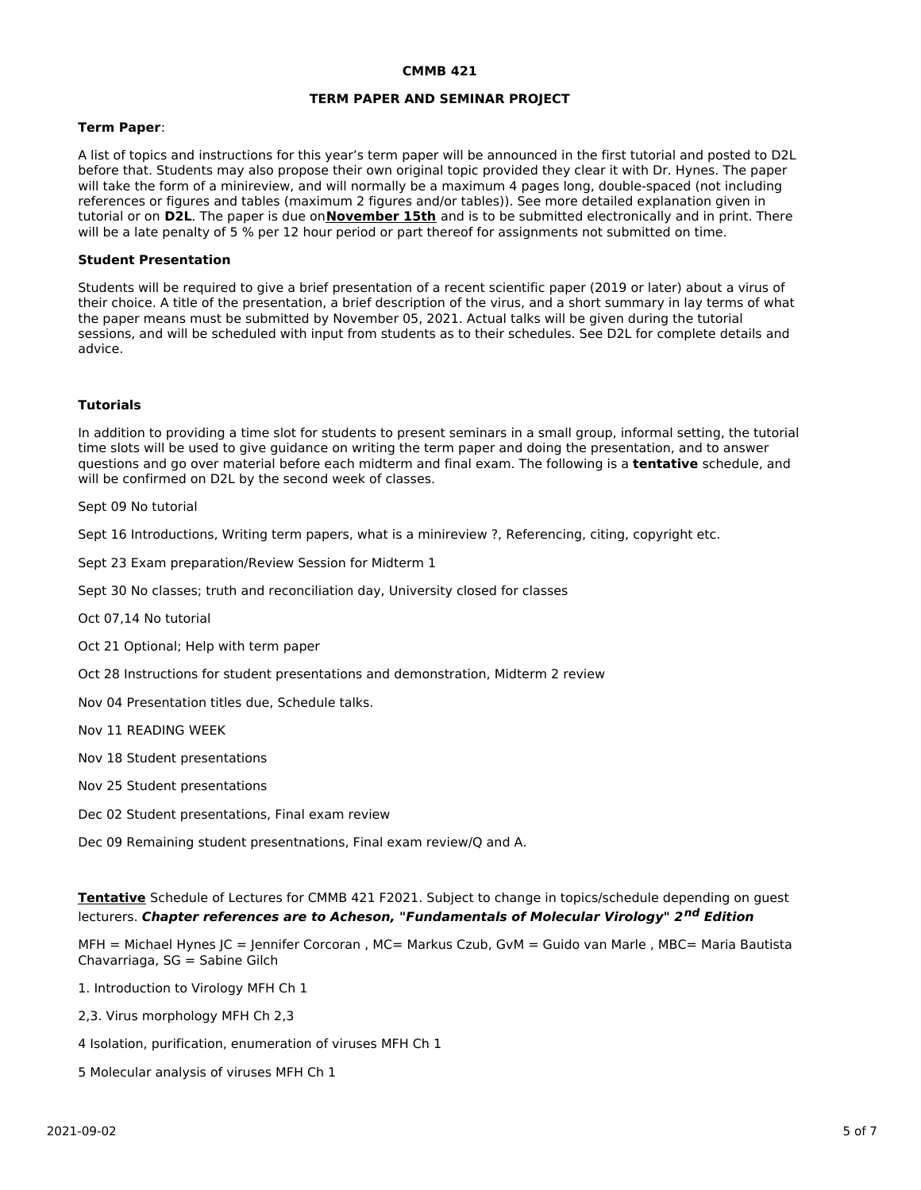**CMMB 421**

**TERM PAPER AND SEMINAR PROJECT**

**Term Paper**:

A list of topics and instructions for this year's term paper will be announced in the first tutorial and posted to D2L before that. Students may also propose their own original topic provided they clear it with Dr. Hynes. The paper will take the form of a minireview, and will normally be a maximum 4 pages long, double-spaced (not including references or figures and tables (maximum 2 figures and/or tables)). See more detailed explanation given in tutorial or on **D2L**. The paper is due on**November 15th** and is to be submitted electronically and in print. There will be a late penalty of 5 % per 12 hour period or part thereof for assignments not submitted on time.

**Student Presentation**

Students will be required to give a brief presentation of a recent scientific paper (2019 or later) about a virus of their choice. A title of the presentation, a brief description of the virus, and a short summary in lay terms of what the paper means must be submitted by November 05, 2021. Actual talks will be given during the tutorial sessions, and will be scheduled with input from students as to their schedules. See D2L for complete details and advice.

**Tutorials**

In addition to providing a time slot for students to present seminars in a small group, informal setting, the tutorial time slots will be used to give guidance on writing the term paper and doing the presentation, and to answer questions and go over material before each midterm and final exam. The following is a **tentative** schedule, and will be confirmed on D2L by the second week of classes.

Sept 09 No tutorial

Sept 16 Introductions, Writing term papers, what is a minireview ?, Referencing, citing, copyright etc.

Sept 23 Exam preparation/Review Session for Midterm 1

Sept 30 No classes; truth and reconciliation day, University closed for classes

Oct 07,14 No tutorial

Oct 21 Optional; Help with term paper

Oct 28 Instructions for student presentations and demonstration, Midterm 2 review

Nov 04 Presentation titles due, Schedule talks.

Nov 11 READING WEEK

Nov 18 Student presentations

Nov 25 Student presentations

Dec 02 Student presentations, Final exam review

Dec 09 Remaining student presentnations, Final exam review/Q and A.

**Tentative** Schedule of Lectures for CMMB 421 F2021. Subject to change in topics/schedule depending on guest lecturers. ***Chapter references are to Acheson, "Fundamentals of Molecular Virology" 2nd Edition***

MFH = Michael Hynes JC = Jennifer Corcoran , MC= Markus Czub, GvM = Guido van Marle , MBC= Maria Bautista Chavarriaga, SG = Sabine Gilch

1. Introduction to Virology MFH Ch 1

2,3. Virus morphology MFH Ch 2,3

4 Isolation, purification, enumeration of viruses MFH Ch 1

5 Molecular analysis of viruses MFH Ch 1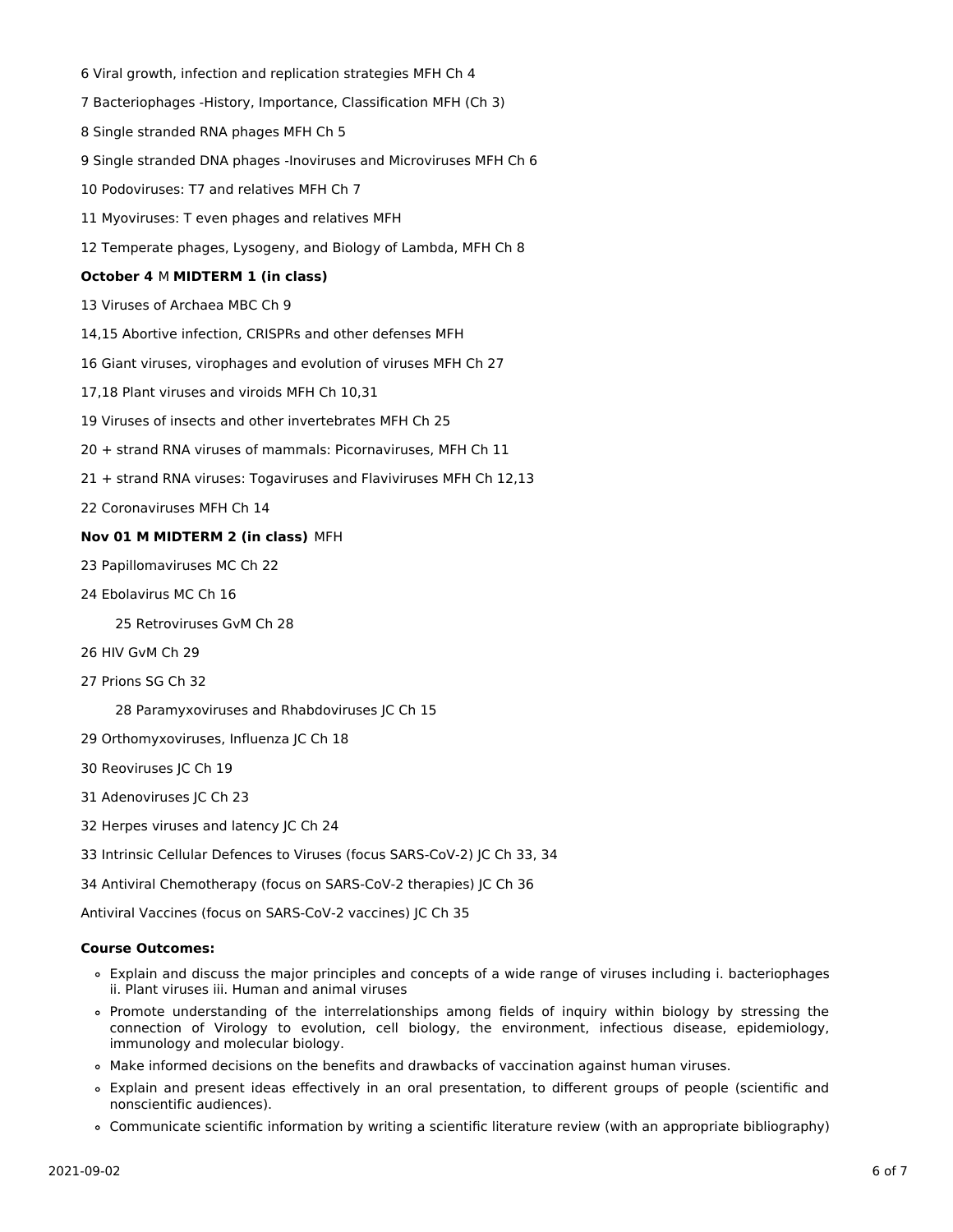6 Viral growth, infection and replication strategies MFH Ch 4

7 Bacteriophages -History, Importance, Classification MFH (Ch 3)

8 Single stranded RNA phages MFH Ch 5

9 Single stranded DNA phages -Inoviruses and Microviruses MFH Ch 6

10 Podoviruses: T7 and relatives MFH Ch 7

11 Myoviruses: T even phages and relatives MFH

12 Temperate phages, Lysogeny, and Biology of Lambda, MFH Ch 8

**October 4** M **MIDTERM 1 (in class)**

13 Viruses of Archaea MBC Ch 9

14,15 Abortive infection, CRISPRs and other defenses MFH

16 Giant viruses, virophages and evolution of viruses MFH Ch 27

17,18 Plant viruses and viroids MFH Ch 10,31

19 Viruses of insects and other invertebrates MFH Ch 25

20 + strand RNA viruses of mammals: Picornaviruses, MFH Ch 11

21 + strand RNA viruses: Togaviruses and Flaviviruses MFH Ch 12,13

22 Coronaviruses MFH Ch 14

**Nov 01 M MIDTERM 2 (in class)** MFH

23 Papillomaviruses MC Ch 22

24 Ebolavirus MC Ch 16

25 Retroviruses GvM Ch 28

26 HIV GvM Ch 29

27 Prions SG Ch 32

28 Paramyxoviruses and Rhabdoviruses JC Ch 15

29 Orthomyxoviruses, Influenza JC Ch 18

30 Reoviruses JC Ch 19

31 Adenoviruses JC Ch 23

32 Herpes viruses and latency JC Ch 24

33 Intrinsic Cellular Defences to Viruses (focus SARS-CoV-2) JC Ch 33, 34

34 Antiviral Chemotherapy (focus on SARS-CoV-2 therapies) JC Ch 36

Antiviral Vaccines (focus on SARS-CoV-2 vaccines) JC Ch 35

**Course Outcomes:**

- Explain and discuss the major principles and concepts of a wide range of viruses including i. bacteriophages ii. Plant viruses iii. Human and animal viruses
- Promote understanding of the interrelationships among fields of inquiry within biology by stressing the connection of Virology to evolution, cell biology, the environment, infectious disease, epidemiology, immunology and molecular biology.
- Make informed decisions on the benefits and drawbacks of vaccination against human viruses.
- Explain and present ideas effectively in an oral presentation, to different groups of people (scientific and nonscientific audiences).
- Communicate scientific information by writing a scientific literature review (with an appropriate bibliography)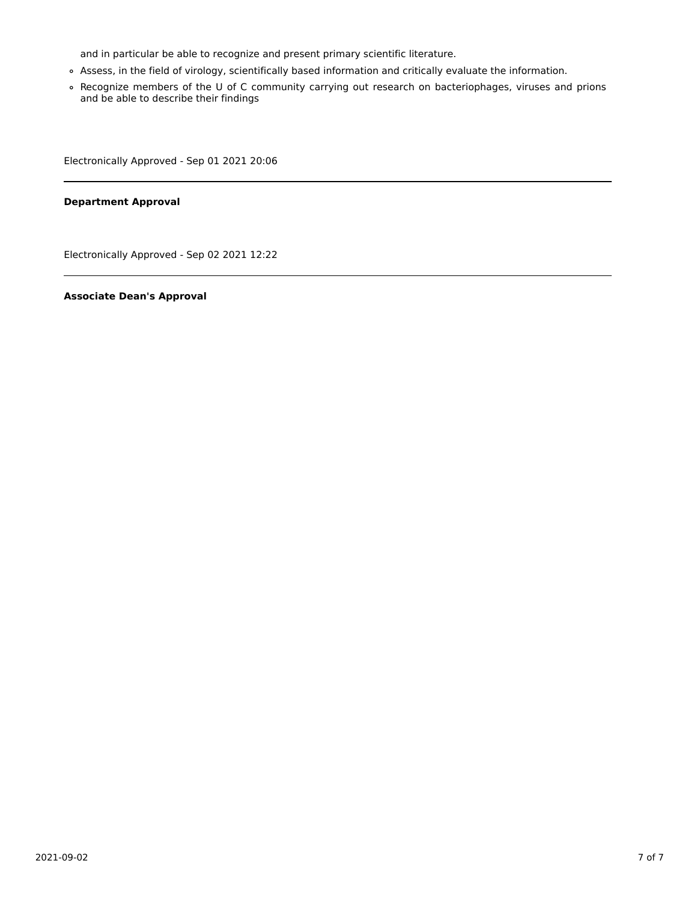and in particular be able to recognize and present primary scientific literature.

- Assess, in the field of virology, scientifically based information and critically evaluate the information.
- Recognize members of the U of C community carrying out research on bacteriophages, viruses and prions and be able to describe their findings

Electronically Approved - Sep 01 2021 20:06

---

**Department Approval**

Electronically Approved - Sep 02 2021 12:22

---

**Associate Dean's Approval**